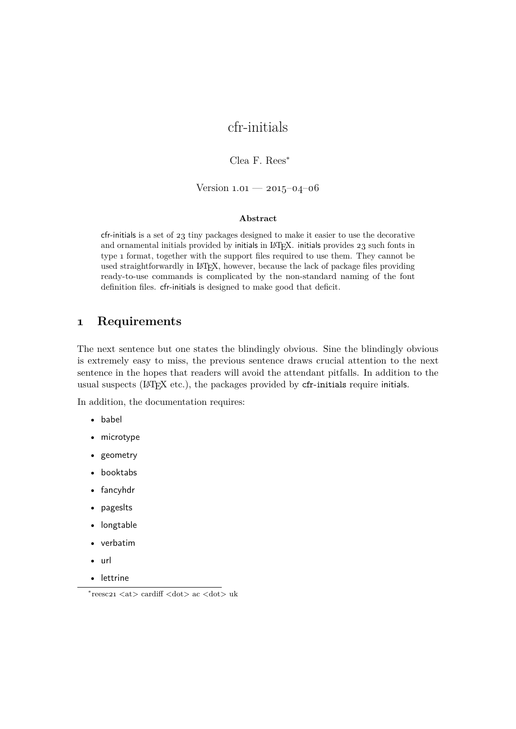# cfr-initials

Clea F. Rees*

Version 1.01 — 2015–04–06

**Abstract**

cfr-initials is a set of 23 tiny packages designed to make it easier to use the decorative and ornamental initials provided by initials in LaTeX. initials provides 23 such fonts in type 1 format, together with the support files required to use them. They cannot be used straightforwardly in LaTeX, however, because the lack of package files providing ready-to-use commands is complicated by the non-standard naming of the font definition files. cfr-initials is designed to make good that deficit.

## 1 Requirements

The next sentence but one states the blindingly obvious. Sine the blindingly obvious is extremely easy to miss, the previous sentence draws crucial attention to the next sentence in the hopes that readers will avoid the attendant pitfalls. In addition to the usual suspects (LaTeX etc.), the packages provided by cfr-initials require initials.

In addition, the documentation requires:

- babel
- microtype
- geometry
- booktabs
- fancyhdr
- pageslts
- longtable
- verbatim
- url
- lettrine

*reesc21 <at> cardiff <dot> ac <dot> uk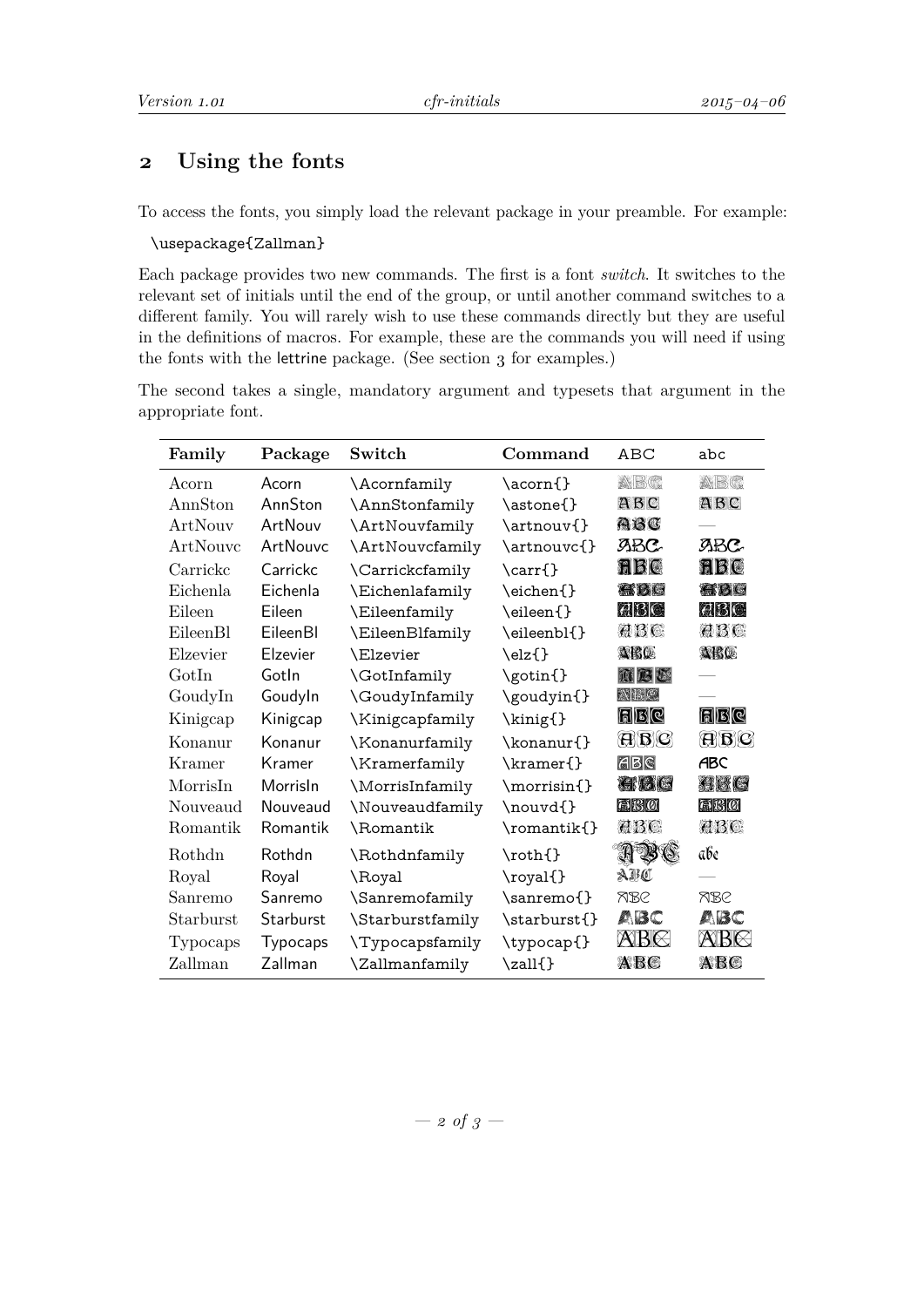## 2 Using the fonts

To access the fonts, you simply load the relevant package in your preamble. For example:

```
\usepackage{Zallman}
```

Each package provides two new commands. The first is a font *switch*. It switches to the relevant set of initials until the end of the group, or until another command switches to a different family. You will rarely wish to use these commands directly but they are useful in the definitions of macros. For example, these are the commands you will need if using the fonts with the lettrine package. (See section 3 for examples.)

The second takes a single, mandatory argument and typesets that argument in the appropriate font.

| Family | Package | Switch | Command | ABC | abc |
|---|---|---|---|---|---|
| Acorn | Acorn | \Acornfamily | \acorn{} | ABC | ABC |
| AnnSton | AnnSton | \AnnStonfamily | \astone{} | ABC | ABC |
| ArtNouv | ArtNouv | \ArtNouvfamily | \artnouv{} | ABC | — |
| ArtNouvc | ArtNouvc | \ArtNouvcfamily | \artnouvc{} | ABC | ABC |
| Carrickc | Carrickc | \Carrickcfamily | \carr{} | ABC | ABC |
| Eichenla | Eichenla | \Eichenlafamily | \eichen{} | ABC | ABC |
| Eileen | Eileen | \Eileenfamily | \eileen{} | ABC | ABC |
| EileenBl | EileenBl | \EileenBlfamily | \eileenbl{} | ABC | ABC |
| Elzevier | Elzevier | \Elzevier | \elz{} | ABC | ABC |
| GotIn | GotIn | \GotInfamily | \gotin{} | ABC | — |
| GoudyIn | GoudyIn | \GoudyInfamily | \goudyin{} | ABC | — |
| Kinigcap | Kinigcap | \Kinigcapfamily | \kinig{} | ABC | ABC |
| Konanur | Konanur | \Konanurfamily | \konanur{} | ABC | ABC |
| Kramer | Kramer | \Kramerfamily | \kramer{} | ABC | ABC |
| MorrisIn | MorrisIn | \MorrisInfamily | \morrisin{} | ABC | ABC |
| Nouveaud | Nouveaud | \Nouveaudfamily | \nouvd{} | ABC | ABC |
| Romantik | Romantik | \Romantik | \romantik{} | ABC | ABC |
| Rothdn | Rothdn | \Rothdnfamily | \roth{} | ABC | abc |
| Royal | Royal | \Royal | \royal{} | ABC | — |
| Sanremo | Sanremo | \Sanremofamily | \sanremo{} | ABC | ABC |
| Starburst | Starburst | \Starburstfamily | \starburst{} | ABC | ABC |
| Typocaps | Typocaps | \Typocapsfamily | \typocap{} | ABC | ABC |
| Zallman | Zallman | \Zallmanfamily | \zall{} | ABC | ABC |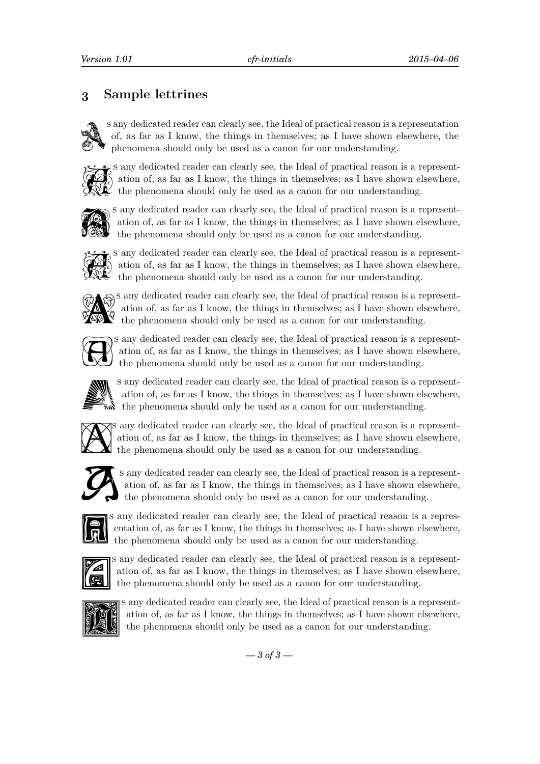## 3 Sample lettrines

As any dedicated reader can clearly see, the Ideal of practical reason is a representation of, as far as I know, the things in themselves; as I have shown elsewhere, the phenomena should only be used as a canon for our understanding.

As any dedicated reader can clearly see, the Ideal of practical reason is a representation of, as far as I know, the things in themselves; as I have shown elsewhere, the phenomena should only be used as a canon for our understanding.

As any dedicated reader can clearly see, the Ideal of practical reason is a representation of, as far as I know, the things in themselves; as I have shown elsewhere, the phenomena should only be used as a canon for our understanding.

As any dedicated reader can clearly see, the Ideal of practical reason is a representation of, as far as I know, the things in themselves; as I have shown elsewhere, the phenomena should only be used as a canon for our understanding.

As any dedicated reader can clearly see, the Ideal of practical reason is a representation of, as far as I know, the things in themselves; as I have shown elsewhere, the phenomena should only be used as a canon for our understanding.

As any dedicated reader can clearly see, the Ideal of practical reason is a representation of, as far as I know, the things in themselves; as I have shown elsewhere, the phenomena should only be used as a canon for our understanding.

As any dedicated reader can clearly see, the Ideal of practical reason is a representation of, as far as I know, the things in themselves; as I have shown elsewhere, the phenomena should only be used as a canon for our understanding.

As any dedicated reader can clearly see, the Ideal of practical reason is a representation of, as far as I know, the things in themselves; as I have shown elsewhere, the phenomena should only be used as a canon for our understanding.

As any dedicated reader can clearly see, the Ideal of practical reason is a representation of, as far as I know, the things in themselves; as I have shown elsewhere, the phenomena should only be used as a canon for our understanding.

As any dedicated reader can clearly see, the Ideal of practical reason is a representation of, as far as I know, the things in themselves; as I have shown elsewhere, the phenomena should only be used as a canon for our understanding.

As any dedicated reader can clearly see, the Ideal of practical reason is a representation of, as far as I know, the things in themselves; as I have shown elsewhere, the phenomena should only be used as a canon for our understanding.

As any dedicated reader can clearly see, the Ideal of practical reason is a representation of, as far as I know, the things in themselves; as I have shown elsewhere, the phenomena should only be used as a canon for our understanding.